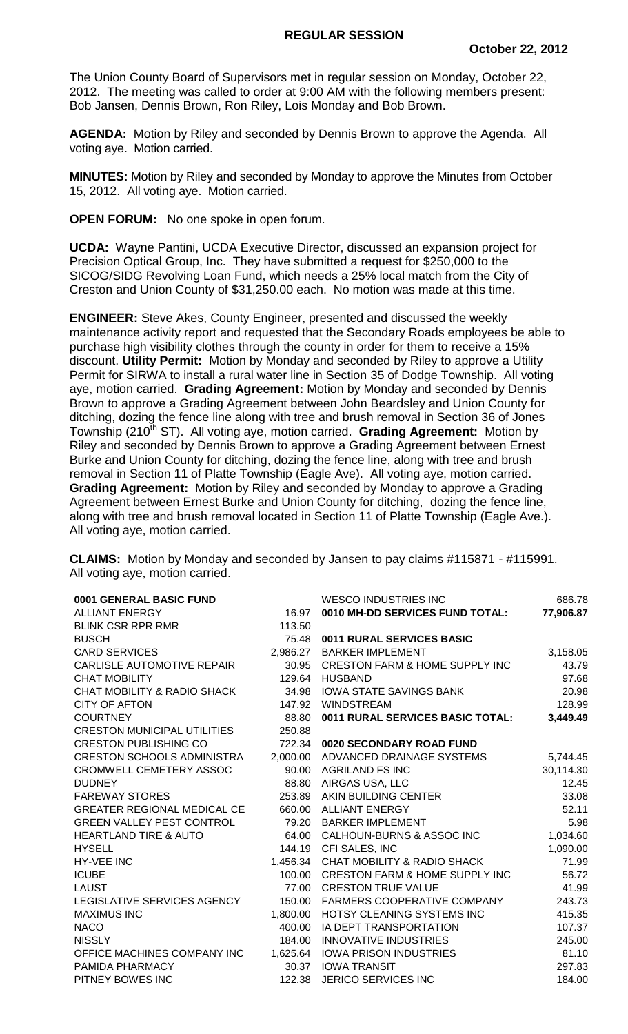# REGULAR SESSION

**October 22, 2012**

The Union County Board of Supervisors met in regular session on Monday, October 22, 2012. The meeting was called to order at 9:00 AM with the following members present: Bob Jansen, Dennis Brown, Ron Riley, Lois Monday and Bob Brown.

**AGENDA:** Motion by Riley and seconded by Dennis Brown to approve the Agenda. All voting aye. Motion carried.

**MINUTES:** Motion by Riley and seconded by Monday to approve the Minutes from October 15, 2012. All voting aye. Motion carried.

**OPEN FORUM:** No one spoke in open forum.

**UCDA:** Wayne Pantini, UCDA Executive Director, discussed an expansion project for Precision Optical Group, Inc. They have submitted a request for $250,000 to the SICOG/SIDG Revolving Loan Fund, which needs a 25% local match from the City of Creston and Union County of $31,250.00 each. No motion was made at this time.

**ENGINEER:** Steve Akes, County Engineer, presented and discussed the weekly maintenance activity report and requested that the Secondary Roads employees be able to purchase high visibility clothes through the county in order for them to receive a 15% discount. **Utility Permit:** Motion by Monday and seconded by Riley to approve a Utility Permit for SIRWA to install a rural water line in Section 35 of Dodge Township. All voting aye, motion carried. **Grading Agreement:** Motion by Monday and seconded by Dennis Brown to approve a Grading Agreement between John Beardsley and Union County for ditching, dozing the fence line along with tree and brush removal in Section 36 of Jones Township (210th ST). All voting aye, motion carried. **Grading Agreement:** Motion by Riley and seconded by Dennis Brown to approve a Grading Agreement between Ernest Burke and Union County for ditching, dozing the fence line, along with tree and brush removal in Section 11 of Platte Township (Eagle Ave). All voting aye, motion carried. **Grading Agreement:** Motion by Riley and seconded by Monday to approve a Grading Agreement between Ernest Burke and Union County for ditching, dozing the fence line, along with tree and brush removal located in Section 11 of Platte Township (Eagle Ave.). All voting aye, motion carried.

**CLAIMS:** Motion by Monday and seconded by Jansen to pay claims #115871 - #115991. All voting aye, motion carried.

| | |
|---|---|
| **0001 GENERAL BASIC FUND** | |
| ALLIANT ENERGY | 16.97 |
| BLINK CSR RPR RMR | 113.50 |
| BUSCH | 75.48 |
| CARD SERVICES | 2,986.27 |
| CARLISLE AUTOMOTIVE REPAIR | 30.95 |
| CHAT MOBILITY | 129.64 |
| CHAT MOBILITY & RADIO SHACK | 34.98 |
| CITY OF AFTON | 147.92 |
| COURTNEY | 88.80 |
| CRESTON MUNICIPAL UTILITIES | 250.88 |
| CRESTON PUBLISHING CO | 722.34 |
| CRESTON SCHOOLS ADMINISTRA | 2,000.00 |
| CROMWELL CEMETERY ASSOC | 90.00 |
| DUDNEY | 88.80 |
| FAREWAY STORES | 253.89 |
| GREATER REGIONAL MEDICAL CE | 660.00 |
| GREEN VALLEY PEST CONTROL | 79.20 |
| HEARTLAND TIRE & AUTO | 64.00 |
| HYSELL | 144.19 |
| HY-VEE INC | 1,456.34 |
| ICUBE | 100.00 |
| LAUST | 77.00 |
| LEGISLATIVE SERVICES AGENCY | 150.00 |
| MAXIMUS INC | 1,800.00 |
| NACO | 400.00 |
| NISSLY | 184.00 |
| OFFICE MACHINES COMPANY INC | 1,625.64 |
| PAMIDA PHARMACY | 30.37 |
| PITNEY BOWES INC | 122.38 |
| WESCO INDUSTRIES INC | 686.78 |
| **0010 MH-DD SERVICES FUND TOTAL:** | **77,906.87** |
| **0011 RURAL SERVICES BASIC** | |
| BARKER IMPLEMENT | 3,158.05 |
| CRESTON FARM & HOME SUPPLY INC | 43.79 |
| HUSBAND | 97.68 |
| IOWA STATE SAVINGS BANK | 20.98 |
| WINDSTREAM | 128.99 |
| **0011 RURAL SERVICES BASIC TOTAL:** | **3,449.49** |
| **0020 SECONDARY ROAD FUND** | |
| ADVANCED DRAINAGE SYSTEMS | 5,744.45 |
| AGRILAND FS INC | 30,114.30 |
| AIRGAS USA, LLC | 12.45 |
| AKIN BUILDING CENTER | 33.08 |
| ALLIANT ENERGY | 52.11 |
| BARKER IMPLEMENT | 5.98 |
| CALHOUN-BURNS & ASSOC INC | 1,034.60 |
| CFI SALES, INC | 1,090.00 |
| CHAT MOBILITY & RADIO SHACK | 71.99 |
| CRESTON FARM & HOME SUPPLY INC | 56.72 |
| CRESTON TRUE VALUE | 41.99 |
| FARMERS COOPERATIVE COMPANY | 243.73 |
| HOTSY CLEANING SYSTEMS INC | 415.35 |
| IA DEPT TRANSPORTATION | 107.37 |
| INNOVATIVE INDUSTRIES | 245.00 |
| IOWA PRISON INDUSTRIES | 81.10 |
| IOWA TRANSIT | 297.83 |
| JERICO SERVICES INC | 184.00 |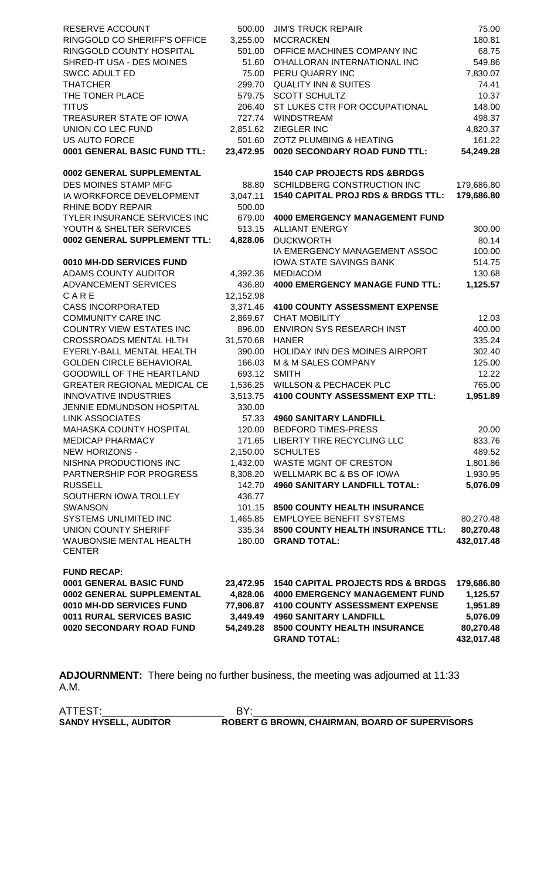| | |
|---|---|
| RESERVE ACCOUNT | 500.00 |
| RINGGOLD CO SHERIFF'S OFFICE | 3,255.00 |
| RINGGOLD COUNTY HOSPITAL | 501.00 |
| SHRED-IT USA - DES MOINES | 51.60 |
| SWCC ADULT ED | 75.00 |
| THATCHER | 299.70 |
| THE TONER PLACE | 579.75 |
| TITUS | 206.40 |
| TREASURER STATE OF IOWA | 727.74 |
| UNION CO LEC FUND | 2,851.62 |
| US AUTO FORCE | 501.60 |
| **0001 GENERAL BASIC FUND TTL:** | **23,472.95** |

| | |
|---|---|
| **0002 GENERAL SUPPLEMENTAL** | |
| DES MOINES STAMP MFG | 88.80 |
| IA WORKFORCE DEVELOPMENT | 3,047.11 |
| RHINE BODY REPAIR | 500.00 |
| TYLER INSURANCE SERVICES INC | 679.00 |
| YOUTH & SHELTER SERVICES | 513.15 |
| **0002 GENERAL SUPPLEMENT TTL:** | **4,828.06** |

| | |
|---|---|
| **0010 MH-DD SERVICES FUND** | |
| ADAMS COUNTY AUDITOR | 4,392.36 |
| ADVANCEMENT SERVICES | 436.80 |
| C A R E | 12,152.98 |
| CASS INCORPORATED | 3,371.46 |
| COMMUNITY CARE INC | 2,869.67 |
| COUNTRY VIEW ESTATES INC | 896.00 |
| CROSSROADS MENTAL HLTH | 31,570.68 |
| EYERLY-BALL MENTAL HEALTH | 390.00 |
| GOLDEN CIRCLE BEHAVIORAL | 166.03 |
| GOODWILL OF THE HEARTLAND | 693.12 |
| GREATER REGIONAL MEDICAL CE | 1,536.25 |
| INNOVATIVE INDUSTRIES | 3,513.75 |
| JENNIE EDMUNDSON HOSPITAL | 330.00 |
| LINK ASSOCIATES | 57.33 |
| MAHASKA COUNTY HOSPITAL | 120.00 |
| MEDICAP PHARMACY | 171.65 |
| NEW HORIZONS - | 2,150.00 |
| NISHNA PRODUCTIONS INC | 1,432.00 |
| PARTNERSHIP FOR PROGRESS | 8,308.20 |
| RUSSELL | 142.70 |
| SOUTHERN IOWA TROLLEY | 436.77 |
| SWANSON | 101.15 |
| SYSTEMS UNLIMITED INC | 1,465.85 |
| UNION COUNTY SHERIFF | 335.34 |
| WAUBONSIE MENTAL HEALTH CENTER | 180.00 |

| | |
|---|---|
| JIM'S TRUCK REPAIR | 75.00 |
| MCCRACKEN | 180.81 |
| OFFICE MACHINES COMPANY INC | 68.75 |
| O'HALLORAN INTERNATIONAL INC | 549.86 |
| PERU QUARRY INC | 7,830.07 |
| QUALITY INN & SUITES | 74.41 |
| SCOTT SCHULTZ | 10.37 |
| ST LUKES CTR FOR OCCUPATIONAL | 148.00 |
| WINDSTREAM | 498.37 |
| ZIEGLER INC | 4,820.37 |
| ZOTZ PLUMBING & HEATING | 161.22 |
| **0020 SECONDARY ROAD FUND TTL:** | **54,249.28** |

| | |
|---|---|
| **1540 CAP PROJECTS RDS &BRDGS** | |
| SCHILDBERG CONSTRUCTION INC | 179,686.80 |
| **1540 CAPITAL PROJ RDS & BRDGS TTL:** | **179,686.80** |

| | |
|---|---|
| **4000 EMERGENCY MANAGEMENT FUND** | |
| ALLIANT ENERGY | 300.00 |
| DUCKWORTH | 80.14 |
| IA EMERGENCY MANAGEMENT ASSOC | 100.00 |
| IOWA STATE SAVINGS BANK | 514.75 |
| MEDIACOM | 130.68 |
| **4000 EMERGENCY MANAGE FUND TTL:** | **1,125.57** |

| | |
|---|---|
| **4100 COUNTY ASSESSMENT EXPENSE** | |
| CHAT MOBILITY | 12.03 |
| ENVIRON SYS RESEARCH INST | 400.00 |
| HANER | 335.24 |
| HOLIDAY INN DES MOINES AIRPORT | 302.40 |
| M & M SALES COMPANY | 125.00 |
| SMITH | 12.22 |
| WILLSON & PECHACEK PLC | 765.00 |
| **4100 COUNTY ASSESSMENT EXP TTL:** | **1,951.89** |

| | |
|---|---|
| **4960 SANITARY LANDFILL** | |
| BEDFORD TIMES-PRESS | 20.00 |
| LIBERTY TIRE RECYCLING LLC | 833.76 |
| SCHULTES | 489.52 |
| WASTE MGNT OF CRESTON | 1,801.86 |
| WELLMARK BC & BS OF IOWA | 1,930.95 |
| **4960 SANITARY LANDFILL TOTAL:** | **5,076.09** |

| | |
|---|---|
| **8500 COUNTY HEALTH INSURANCE** | |
| EMPLOYEE BENEFIT SYSTEMS | 80,270.48 |
| **8500 COUNTY HEALTH INSURANCE TTL:** | **80,270.48** |
| **GRAND TOTAL:** | **432,017.48** |

**FUND RECAP:**

| | | | |
|---|---|---|---|
| **0001 GENERAL BASIC FUND** | **23,472.95** | **1540 CAPITAL PROJECTS RDS & BRDGS** | **179,686.80** |
| **0002 GENERAL SUPPLEMENTAL** | **4,828.06** | **4000 EMERGENCY MANAGEMENT FUND** | **1,125.57** |
| **0010 MH-DD SERVICES FUND** | **77,906.87** | **4100 COUNTY ASSESSMENT EXPENSE** | **1,951.89** |
| **0011 RURAL SERVICES BASIC** | **3,449.49** | **4960 SANITARY LANDFILL** | **5,076.09** |
| **0020 SECONDARY ROAD FUND** | **54,249.28** | **8500 COUNTY HEALTH INSURANCE** | **80,270.48** |
| | | **GRAND TOTAL:** | **432,017.48** |

**ADJOURNMENT:** There being no further business, the meeting was adjourned at 11:33 A.M.

ATTEST:\_\_\_\_\_\_\_\_\_\_\_\_\_\_\_\_\_\_\_\_\_\_ BY:\_\_\_\_\_\_\_\_\_\_\_\_\_\_\_\_\_\_\_\_\_\_\_\_\_\_\_\_\_\_\_\_\_\_\_\_

**SANDY HYSELL, AUDITOR** **ROBERT G BROWN, CHAIRMAN, BOARD OF SUPERVISORS**